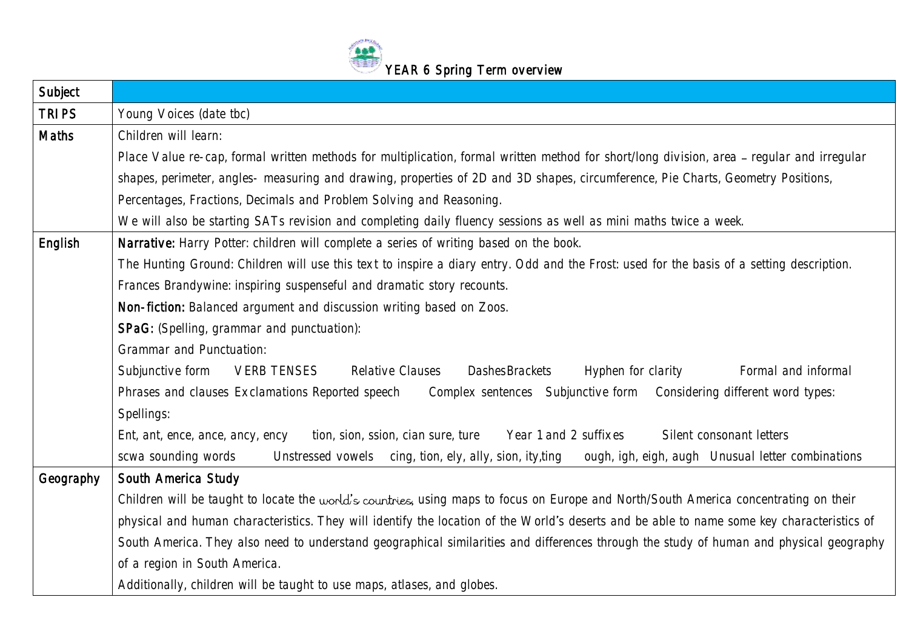# YEAR 6 Spring Term overview

| Subject | |
|---|---|
| TRIPS | Young Voices (date tbc) |
| Maths | Children will learn:<br>Place Value re-cap, formal written methods for multiplication, formal written method for short/long division, area – regular and irregular shapes, perimeter, angles- measuring and drawing, properties of 2D and 3D shapes, circumference, Pie Charts, Geometry Positions, Percentages, Fractions, Decimals and Problem Solving and Reasoning.<br>We will also be starting SATs revision and completing daily fluency sessions as well as mini maths twice a week. |
| English | **Narrative:** Harry Potter: children will complete a series of writing based on the book.<br>The Hunting Ground: Children will use this text to inspire a diary entry. Odd and the Frost: used for the basis of a setting description.<br>Frances Brandywine: inspiring suspenseful and dramatic story recounts.<br>**Non-fiction:** Balanced argument and discussion writing based on Zoos.<br>**SPaG:** (Spelling, grammar and punctuation):<br>Grammar and Punctuation:<br>Subjunctive form VERB TENSES Relative Clauses DashesBrackets Hyphen for clarity Formal and informal Phrases and clauses Exclamations Reported speech Complex sentences Subjunctive form Considering different word types:<br>Spellings:<br>Ent, ant, ence, ance, ancy, ency tion, sion, ssion, cian sure, ture Year 1 and 2 suffixes Silent consonant letters scwa sounding words Unstressed vowels cing, tion, ely, ally, sion, ity,ting ough, igh, eigh, augh Unusual letter combinations |
| Geography | **South America Study**<br>Children will be taught to locate the world's countries, using maps to focus on Europe and North/South America concentrating on their physical and human characteristics. They will identify the location of the World's deserts and be able to name some key characteristics of South America. They also need to understand geographical similarities and differences through the study of human and physical geography of a region in South America.<br>Additionally, children will be taught to use maps, atlases, and globes. |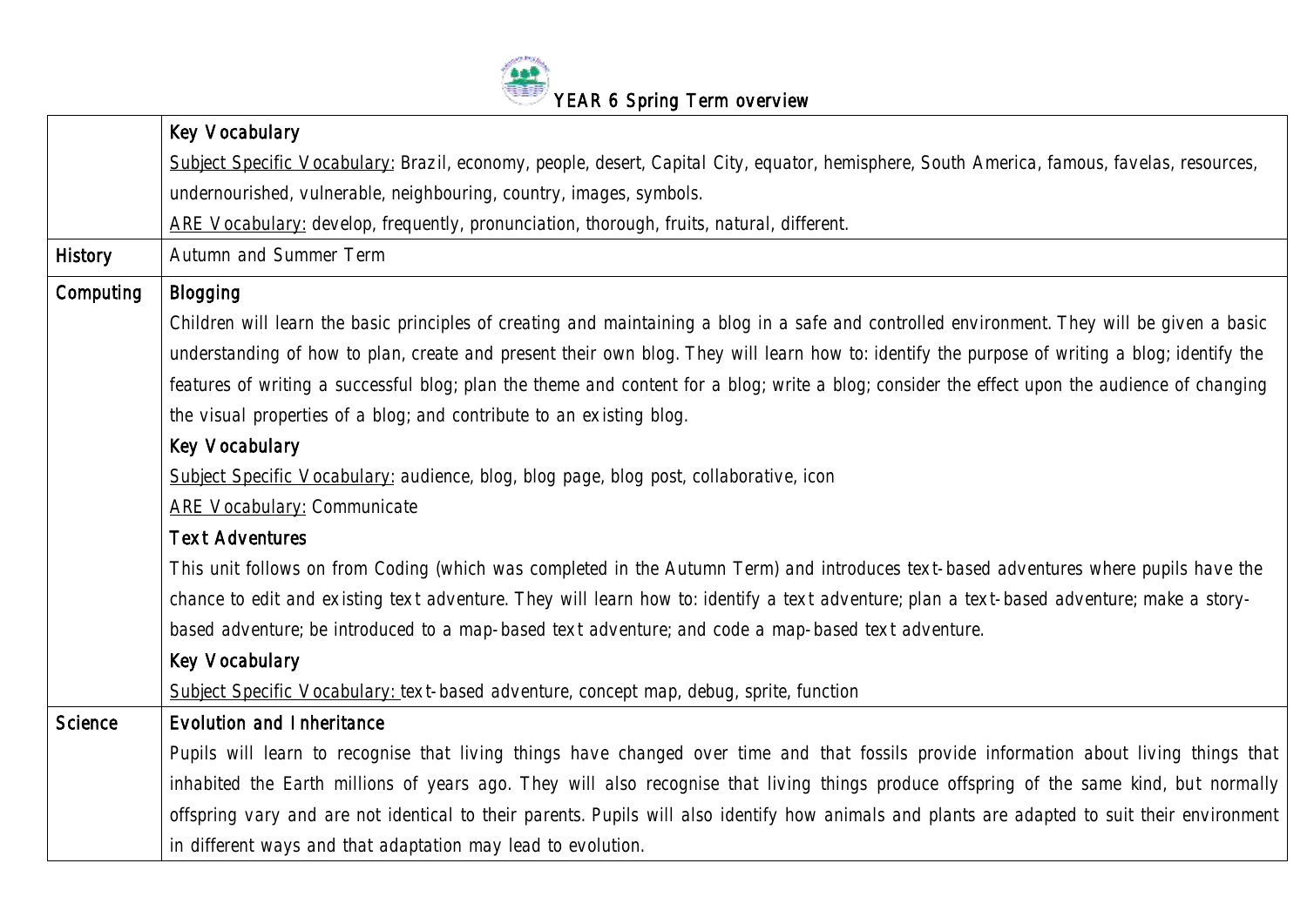YEAR 6 Spring Term overview

| | |
|---|---|
| | **Key Vocabulary**<br>Subject Specific Vocabulary: Brazil, economy, people, desert, Capital City, equator, hemisphere, South America, famous, favelas, resources, undernourished, vulnerable, neighbouring, country, images, symbols.<br>ARE Vocabulary: develop, frequently, pronunciation, thorough, fruits, natural, different. |
| History | Autumn and Summer Term |
| Computing | **Blogging**<br>Children will learn the basic principles of creating and maintaining a blog in a safe and controlled environment. They will be given a basic understanding of how to plan, create and present their own blog. They will learn how to: identify the purpose of writing a blog; identify the features of writing a successful blog; plan the theme and content for a blog; write a blog; consider the effect upon the audience of changing the visual properties of a blog; and contribute to an existing blog.<br>**Key Vocabulary**<br>Subject Specific Vocabulary: audience, blog, blog page, blog post, collaborative, icon<br>ARE Vocabulary: Communicate<br>**Text Adventures**<br>This unit follows on from Coding (which was completed in the Autumn Term) and introduces text-based adventures where pupils have the chance to edit and existing text adventure. They will learn how to: identify a text adventure; plan a text-based adventure; make a story-based adventure; be introduced to a map-based text adventure; and code a map-based text adventure.<br>**Key Vocabulary**<br>Subject Specific Vocabulary: text-based adventure, concept map, debug, sprite, function |
| Science | **Evolution and Inheritance**<br>Pupils will learn to recognise that living things have changed over time and that fossils provide information about living things that inhabited the Earth millions of years ago. They will also recognise that living things produce offspring of the same kind, but normally offspring vary and are not identical to their parents. Pupils will also identify how animals and plants are adapted to suit their environment in different ways and that adaptation may lead to evolution. |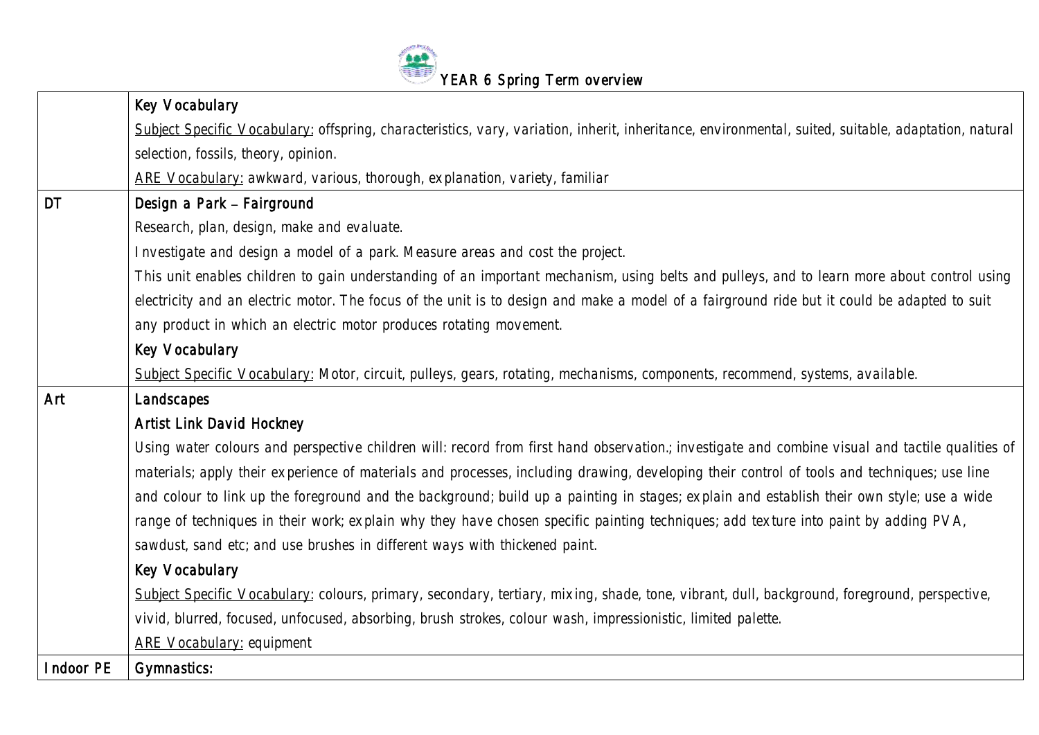YEAR 6 Spring Term overview

| | |
|---|---|
| | **Key Vocabulary**<br><u>Subject Specific Vocabulary:</u> offspring, characteristics, vary, variation, inherit, inheritance, environmental, suited, suitable, adaptation, natural selection, fossils, theory, opinion.<br><u>ARE Vocabulary:</u> awkward, various, thorough, explanation, variety, familiar |
| DT | **Design a Park – Fairground**<br>Research, plan, design, make and evaluate.<br>Investigate and design a model of a park. Measure areas and cost the project.<br>This unit enables children to gain understanding of an important mechanism, using belts and pulleys, and to learn more about control using electricity and an electric motor. The focus of the unit is to design and make a model of a fairground ride but it could be adapted to suit any product in which an electric motor produces rotating movement.<br>**Key Vocabulary**<br><u>Subject Specific Vocabulary:</u> Motor, circuit, pulleys, gears, rotating, mechanisms, components, recommend, systems, available. |
| Art | **Landscapes**<br>**Artist Link David Hockney**<br>Using water colours and perspective children will: record from first hand observation.; investigate and combine visual and tactile qualities of materials; apply their experience of materials and processes, including drawing, developing their control of tools and techniques; use line and colour to link up the foreground and the background; build up a painting in stages; explain and establish their own style; use a wide range of techniques in their work; explain why they have chosen specific painting techniques; add texture into paint by adding PVA, sawdust, sand etc; and use brushes in different ways with thickened paint.<br>**Key Vocabulary**<br><u>Subject Specific Vocabulary:</u> colours, primary, secondary, tertiary, mixing, shade, tone, vibrant, dull, background, foreground, perspective, vivid, blurred, focused, unfocused, absorbing, brush strokes, colour wash, impressionistic, limited palette.<br><u>ARE Vocabulary:</u> equipment |
| Indoor PE | **Gymnastics:** |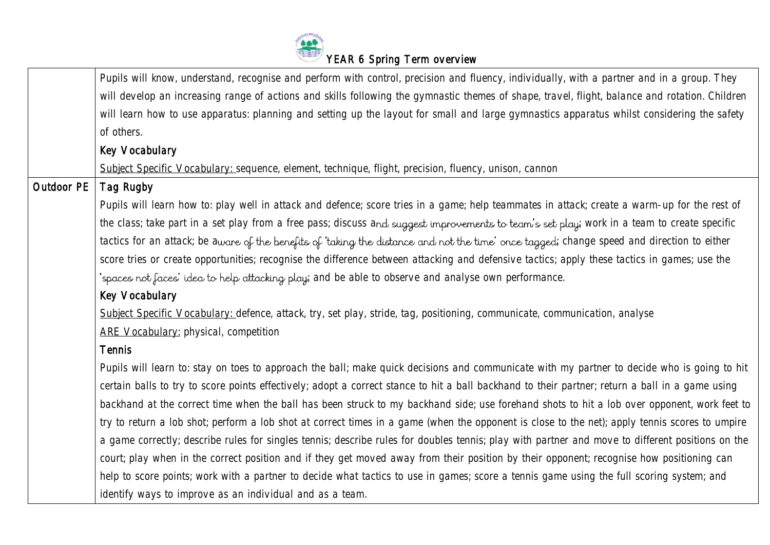# YEAR 6 Spring Term overview

| | |
|---|---|
| | Pupils will know, understand, recognise and perform with control, precision and fluency, individually, with a partner and in a group. They will develop an increasing range of actions and skills following the gymnastic themes of shape, travel, flight, balance and rotation. Children will learn how to use apparatus: planning and setting up the layout for small and large gymnastics apparatus whilst considering the safety of others.<br>**Key Vocabulary**<br>Subject Specific Vocabulary: sequence, element, technique, flight, precision, fluency, unison, cannon |
| Outdoor PE | **Tag Rugby**<br>Pupils will learn how to: play well in attack and defence; score tries in a game; help teammates in attack; create a warm-up for the rest of the class; take part in a set play from a free pass; discuss and suggest improvements to team's set play; work in a team to create specific tactics for an attack; be aware of the benefits of 'taking the distance and not the time' once tagged; change speed and direction to either score tries or create opportunities; recognise the difference between attacking and defensive tactics; apply these tactics in games; use the 'spaces not faces' idea to help attacking play; and be able to observe and analyse own performance.<br>**Key Vocabulary**<br>Subject Specific Vocabulary: defence, attack, try, set play, stride, tag, positioning, communicate, communication, analyse<br>ARE Vocabulary: physical, competition<br>**Tennis**<br>Pupils will learn to: stay on toes to approach the ball; make quick decisions and communicate with my partner to decide who is going to hit certain balls to try to score points effectively; adopt a correct stance to hit a ball backhand to their partner; return a ball in a game using backhand at the correct time when the ball has been struck to my backhand side; use forehand shots to hit a lob over opponent, work feet to try to return a lob shot; perform a lob shot at correct times in a game (when the opponent is close to the net); apply tennis scores to umpire a game correctly; describe rules for singles tennis; describe rules for doubles tennis; play with partner and move to different positions on the court; play when in the correct position and if they get moved away from their position by their opponent; recognise how positioning can help to score points; work with a partner to decide what tactics to use in games; score a tennis game using the full scoring system; and identify ways to improve as an individual and as a team. |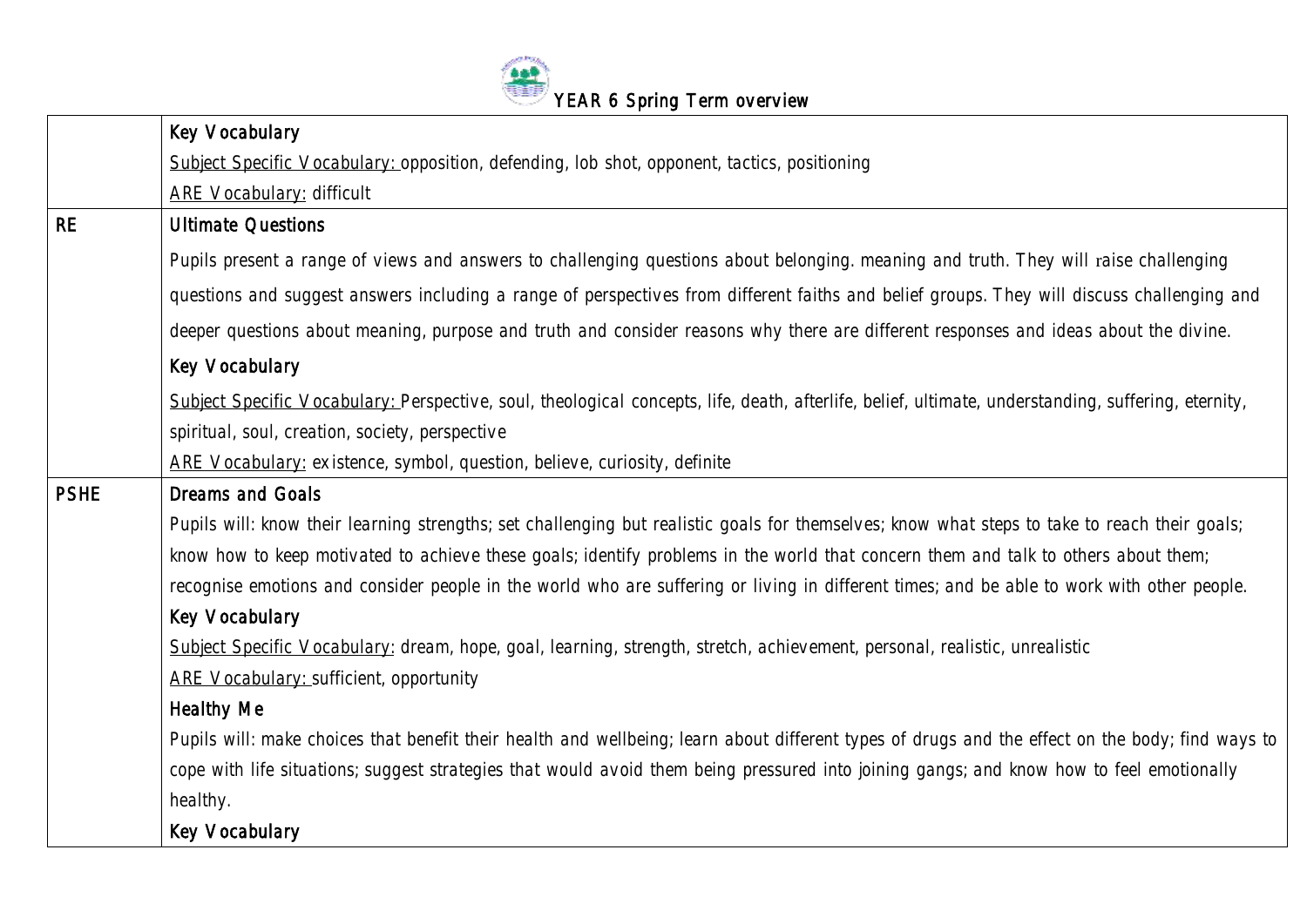| | |
|---|---|
| | **Key Vocabulary**<br>Subject Specific Vocabulary: opposition, defending, lob shot, opponent, tactics, positioning<br>ARE Vocabulary: difficult |
| RE | **Ultimate Questions**<br>Pupils present a range of views and answers to challenging questions about belonging. meaning and truth. They will raise challenging questions and suggest answers including a range of perspectives from different faiths and belief groups. They will discuss challenging and deeper questions about meaning, purpose and truth and consider reasons why there are different responses and ideas about the divine.<br>**Key Vocabulary**<br>Subject Specific Vocabulary: Perspective, soul, theological concepts, life, death, afterlife, belief, ultimate, understanding, suffering, eternity, spiritual, soul, creation, society, perspective<br>ARE Vocabulary: existence, symbol, question, believe, curiosity, definite |
| PSHE | **Dreams and Goals**<br>Pupils will: know their learning strengths; set challenging but realistic goals for themselves; know what steps to take to reach their goals; know how to keep motivated to achieve these goals; identify problems in the world that concern them and talk to others about them; recognise emotions and consider people in the world who are suffering or living in different times; and be able to work with other people.<br>**Key Vocabulary**<br>Subject Specific Vocabulary: dream, hope, goal, learning, strength, stretch, achievement, personal, realistic, unrealistic<br>ARE Vocabulary: sufficient, opportunity<br>**Healthy Me**<br>Pupils will: make choices that benefit their health and wellbeing; learn about different types of drugs and the effect on the body; find ways to cope with life situations; suggest strategies that would avoid them being pressured into joining gangs; and know how to feel emotionally healthy.<br>**Key Vocabulary** |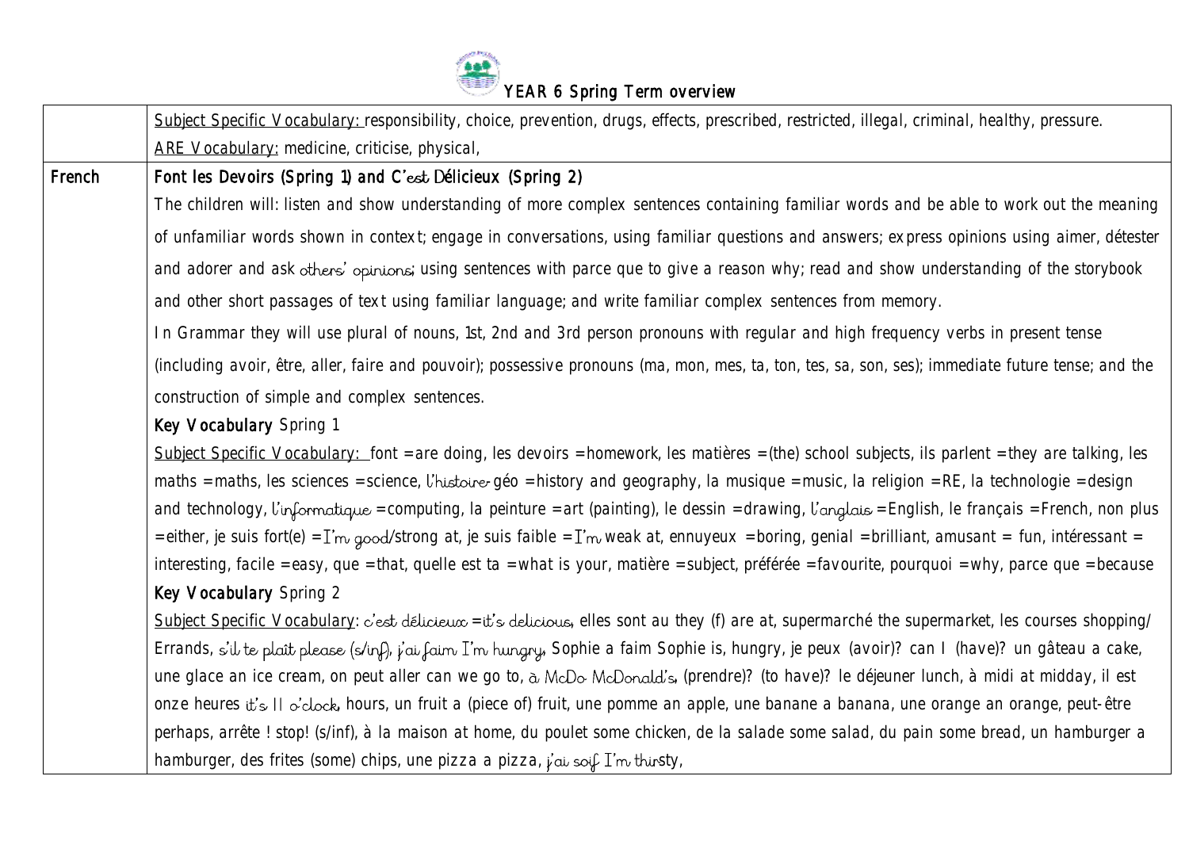# YEAR 6 Spring Term overview

| | |
|---|---|
| | Subject Specific Vocabulary: responsibility, choice, prevention, drugs, effects, prescribed, restricted, illegal, criminal, healthy, pressure.<br>ARE Vocabulary: medicine, criticise, physical, |
| French | **Font les Devoirs (Spring 1) and C'est Délicieux (Spring 2)**<br>The children will: listen and show understanding of more complex sentences containing familiar words and be able to work out the meaning of unfamiliar words shown in context; engage in conversations, using familiar questions and answers; express opinions using aimer, détester and adorer and ask others' opinions; using sentences with parce que to give a reason why; read and show understanding of the storybook and other short passages of text using familiar language; and write familiar complex sentences from memory.<br>In Grammar they will use plural of nouns, 1st, 2nd and 3rd person pronouns with regular and high frequency verbs in present tense (including avoir, être, aller, faire and pouvoir); possessive pronouns (ma, mon, mes, ta, ton, tes, sa, son, ses); immediate future tense; and the construction of simple and complex sentences.<br>**Key Vocabulary** Spring 1<br>Subject Specific Vocabulary: font = are doing, les devoirs = homework, les matières = (the) school subjects, ils parlent = they are talking, les maths = maths, les sciences = science, l'histoire-géo = history and geography, la musique = music, la religion = RE, la technologie = design and technology, l'informatique = computing, la peinture = art (painting), le dessin = drawing, l'anglais = English, le français = French, non plus = either, je suis fort(e) = I'm good/strong at, je suis faible = I'm weak at, ennuyeux = boring, genial = brilliant, amusant = fun, intéressant = interesting, facile = easy, que = that, quelle est ta = what is your, matière = subject, préférée = favourite, pourquoi = why, parce que = because<br>**Key Vocabulary** Spring 2<br>Subject Specific Vocabulary: c'est délicieux = it's delicious, elles sont au they (f) are at, supermarché the supermarket, les courses shopping/ Errands, s'il te plaît please (s/inf), j'ai faim I'm hungry, Sophie a faim Sophie is, hungry, je peux (avoir)? can I (have)? un gâteau a cake, une glace an ice cream, on peut aller can we go to, à McDo McDonald's, (prendre)? (to have)? le déjeuner lunch, à midi at midday, il est onze heures it's 11 o'clock, hours, un fruit a (piece of) fruit, une pomme an apple, une banane a banana, une orange an orange, peut-être perhaps, arrête ! stop! (s/inf), à la maison at home, du poulet some chicken, de la salade some salad, du pain some bread, un hamburger a hamburger, des frites (some) chips, une pizza a pizza, j'ai soif I'm thirsty, |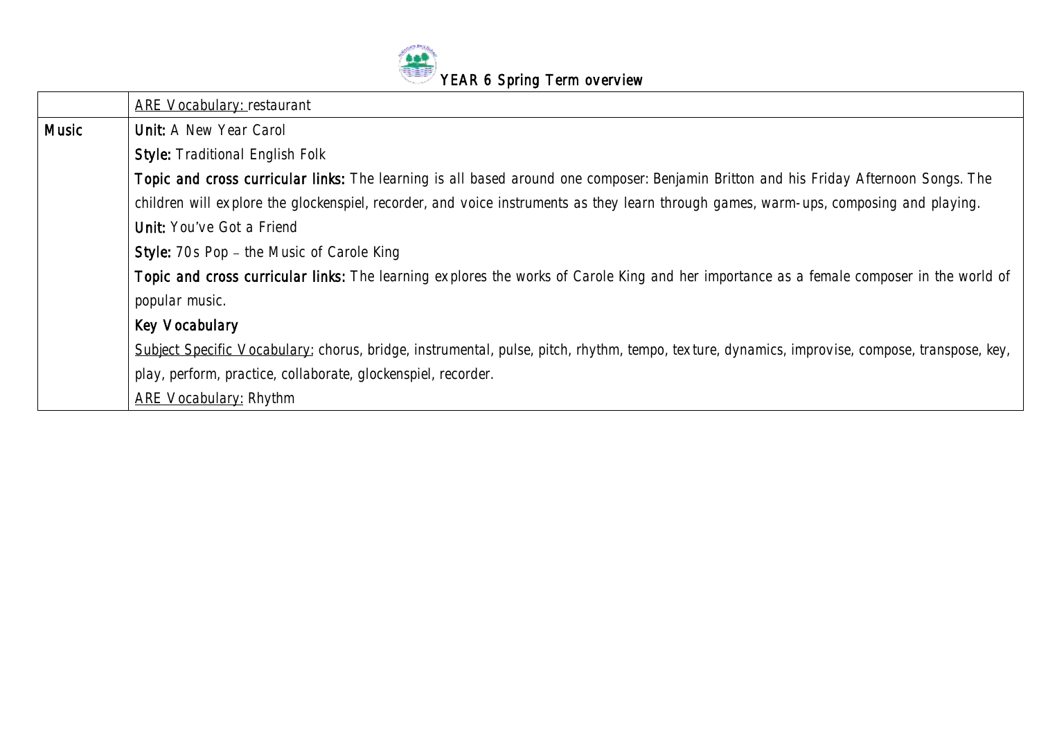YEAR 6 Spring Term overview

| | |
|---|---|
| | ARE Vocabulary: restaurant |
| Music | **Unit:** A New Year Carol<br>**Style:** Traditional English Folk<br>**Topic and cross curricular links:** The learning is all based around one composer: Benjamin Britton and his Friday Afternoon Songs. The children will explore the glockenspiel, recorder, and voice instruments as they learn through games, warm-ups, composing and playing.<br>**Unit:** You've Got a Friend<br>**Style:** 70s Pop – the Music of Carole King<br>**Topic and cross curricular links:** The learning explores the works of Carole King and her importance as a female composer in the world of popular music.<br>**Key Vocabulary**<br>Subject Specific Vocabulary: chorus, bridge, instrumental, pulse, pitch, rhythm, tempo, texture, dynamics, improvise, compose, transpose, key, play, perform, practice, collaborate, glockenspiel, recorder.<br>ARE Vocabulary: Rhythm |